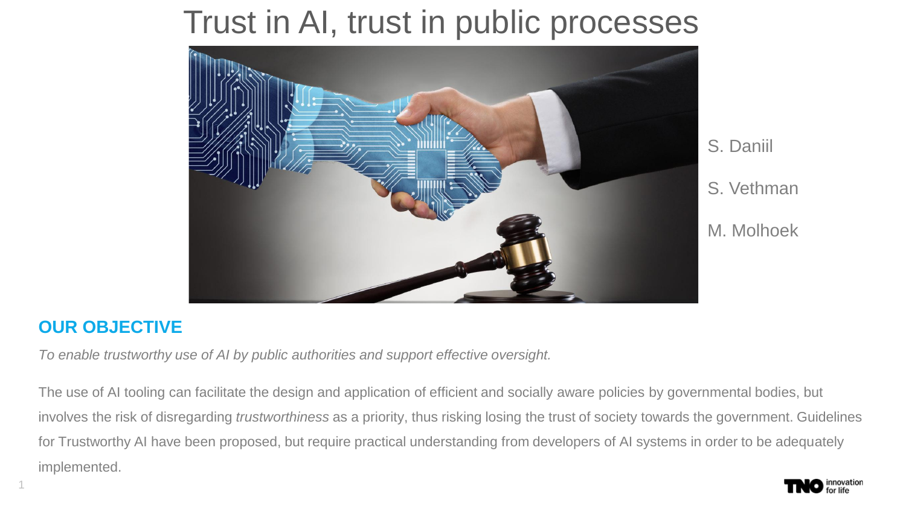# Trust in AI, trust in public processes

S. Daniil

S. Vethman

M. Molhoek

## OUR OBJECTIVE

*To enable trustworthy use of AI by public authorities and support effective oversight.*

The use of AI tooling can facilitate the design and application of efficient and socially aware policies by governmental bodies, but involves the risk of disregarding *trustworthiness* as a priority, thus risking losing the trust of society towards the government. Guidelines for Trustworthy AI have been proposed, but require practical understanding from developers of AI systems in order to be adequately implemented.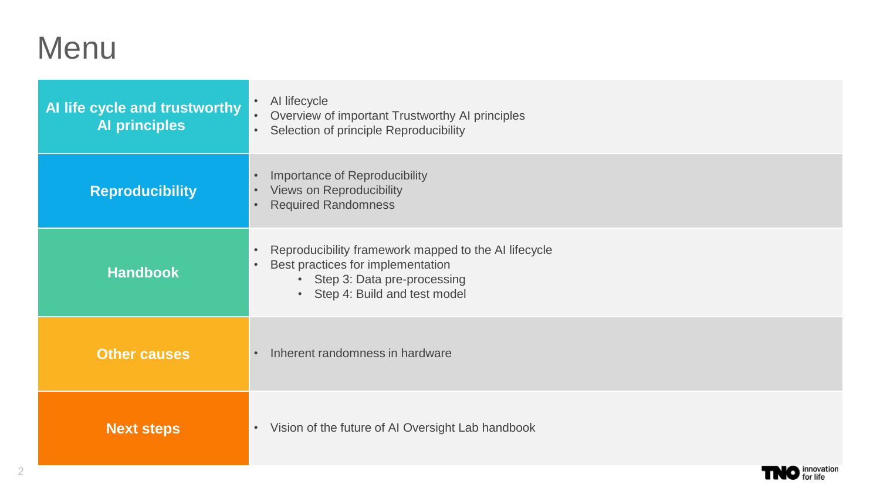# Menu

| | |
|---|---|
| **AI life cycle and trustworthy AI principles** | • AI lifecycle<br>• Overview of important Trustworthy AI principles<br>• Selection of principle Reproducibility |
| **Reproducibility** | • Importance of Reproducibility<br>• Views on Reproducibility<br>• Required Randomness |
| **Handbook** | • Reproducibility framework mapped to the AI lifecycle<br>• Best practices for implementation<br>&nbsp;&nbsp;&nbsp;&nbsp;• Step 3: Data pre-processing<br>&nbsp;&nbsp;&nbsp;&nbsp;• Step 4: Build and test model |
| **Other causes** | • Inherent randomness in hardware |
| **Next steps** | • Vision of the future of AI Oversight Lab handbook |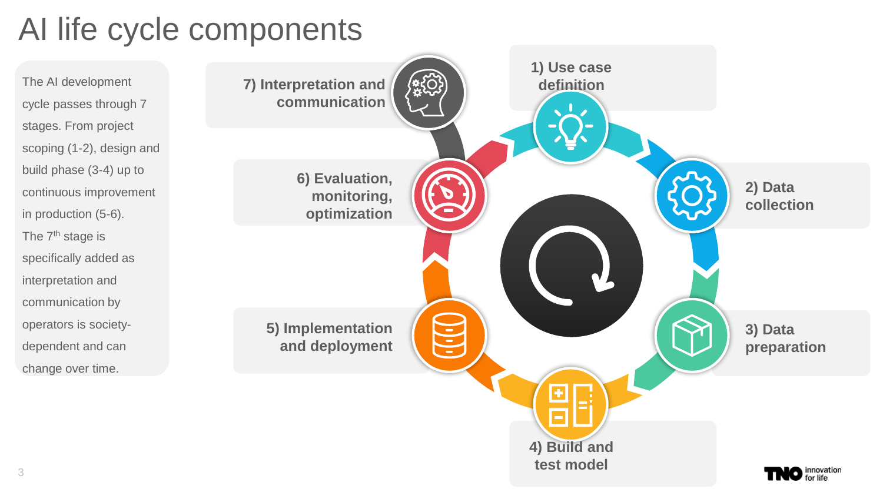# AI life cycle components

The AI development cycle passes through 7 stages. From project scoping (1-2), design and build phase (3-4) up to continuous improvement in production (5-6). The 7th stage is specifically added as interpretation and communication by operators is society-dependent and can change over time.

**1) Use case definition**

**2) Data collection**

**3) Data preparation**

**4) Build and test model**

**5) Implementation and deployment**

**6) Evaluation, monitoring, optimization**

**7) Interpretation and communication**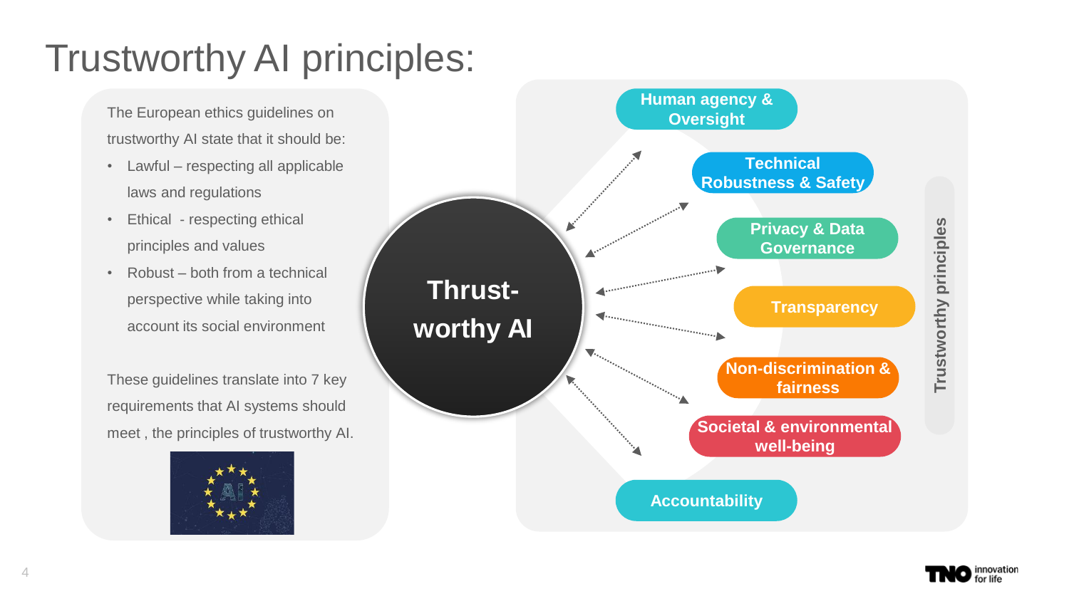# Trustworthy AI principles:

The European ethics guidelines on trustworthy AI state that it should be:

- Lawful – respecting all applicable laws and regulations
- Ethical - respecting ethical principles and values
- Robust – both from a technical perspective while taking into account its social environment

These guidelines translate into 7 key requirements that AI systems should meet , the principles of trustworthy AI.

**Thrust-worthy AI**

**Trustworthy principles**

- **Human agency & Oversight**
- **Technical Robustness & Safety**
- **Privacy & Data Governance**
- **Transparency**
- **Non-discrimination & fairness**
- **Societal & environmental well-being**
- **Accountability**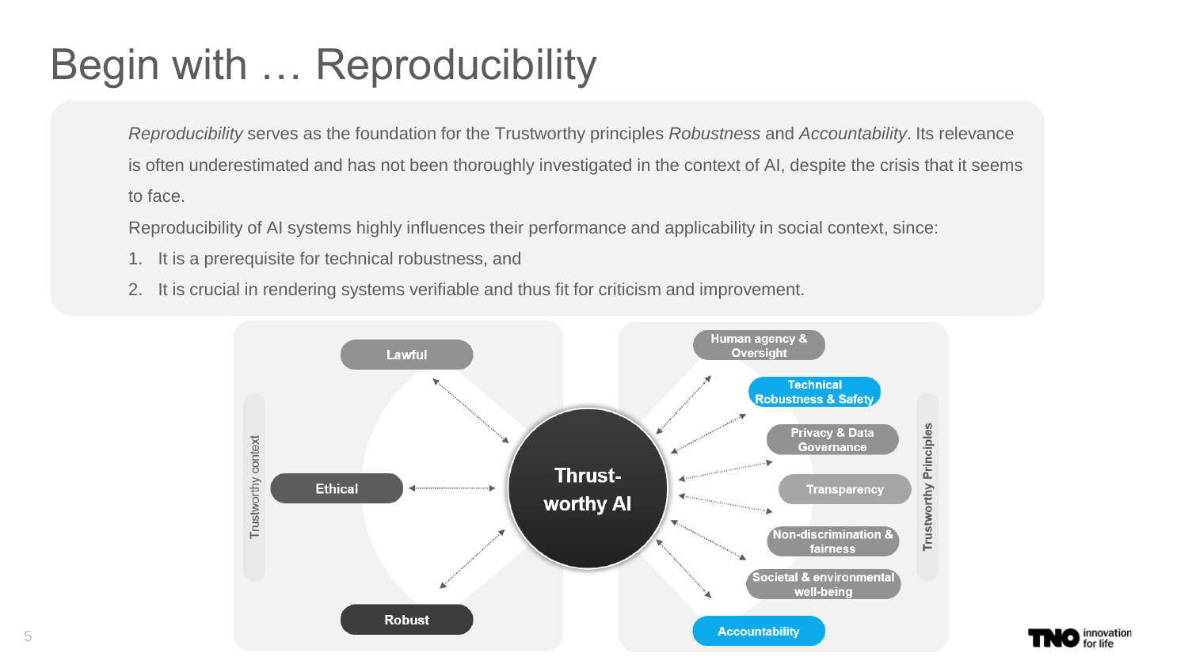# Begin with … Reproducibility

*Reproducibility* serves as the foundation for the Trustworthy principles *Robustness* and *Accountability*. Its relevance is often underestimated and has not been thoroughly investigated in the context of AI, despite the crisis that it seems to face.

Reproducibility of AI systems highly influences their performance and applicability in social context, since:

1. It is a prerequisite for technical robustness, and
2. It is crucial in rendering systems verifiable and thus fit for criticism and improvement.

Trustworthy context

- Lawful
- Ethical
- Robust

Thrust-worthy AI

Trustworthy Principles

- Human agency & Oversight
- Technical Robustness & Safety
- Privacy & Data Governance
- Transparency
- Non-discrimination & fairness
- Societal & environmental well-being
- Accountability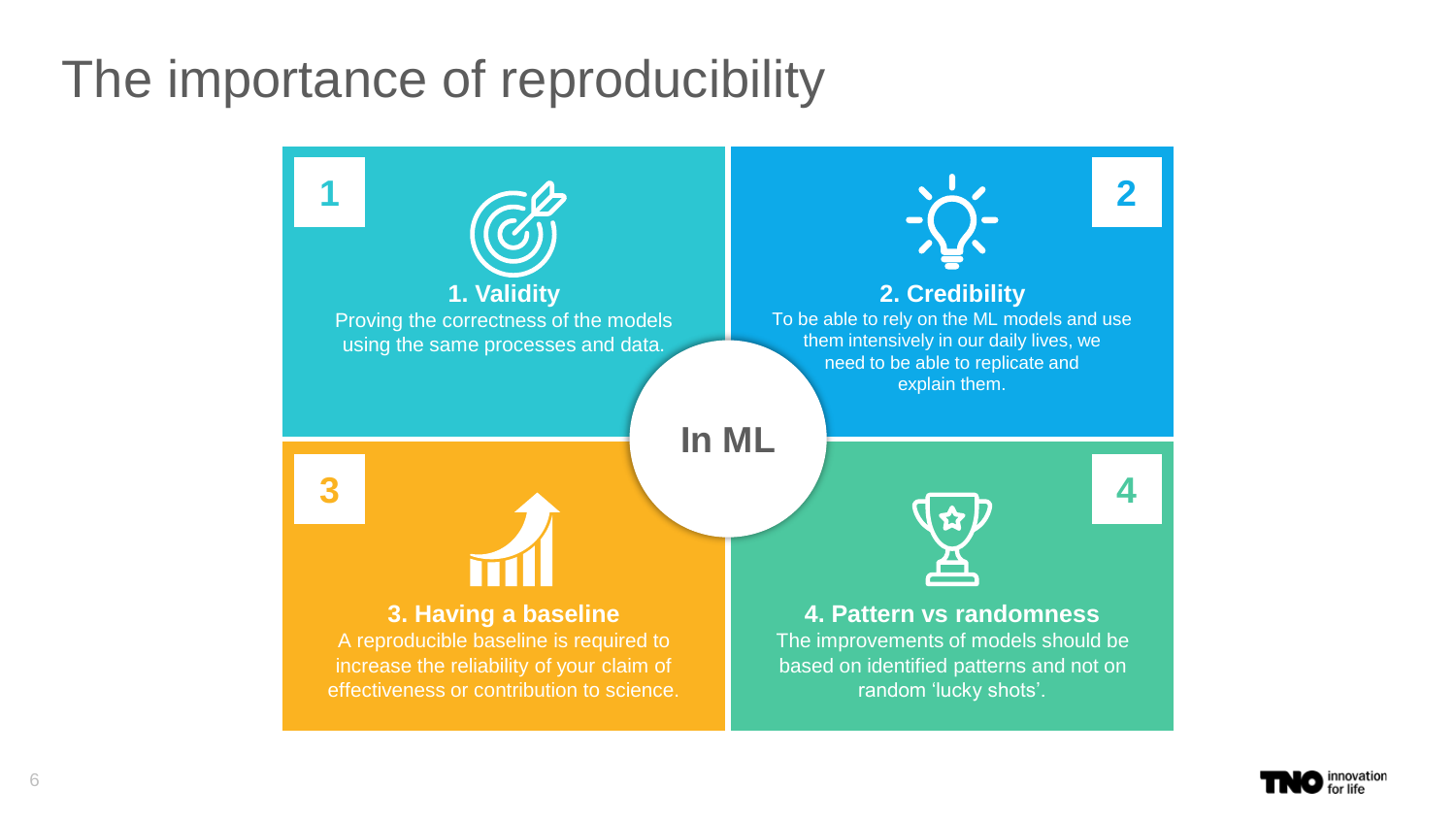# The importance of reproducibility

**In ML**

### 1. Validity

Proving the correctness of the models using the same processes and data.

### 2. Credibility

To be able to rely on the ML models and use them intensively in our daily lives, we need to be able to replicate and explain them.

### 3. Having a baseline

A reproducible baseline is required to increase the reliability of your claim of effectiveness or contribution to science.

### 4. Pattern vs randomness

The improvements of models should be based on identified patterns and not on random 'lucky shots'.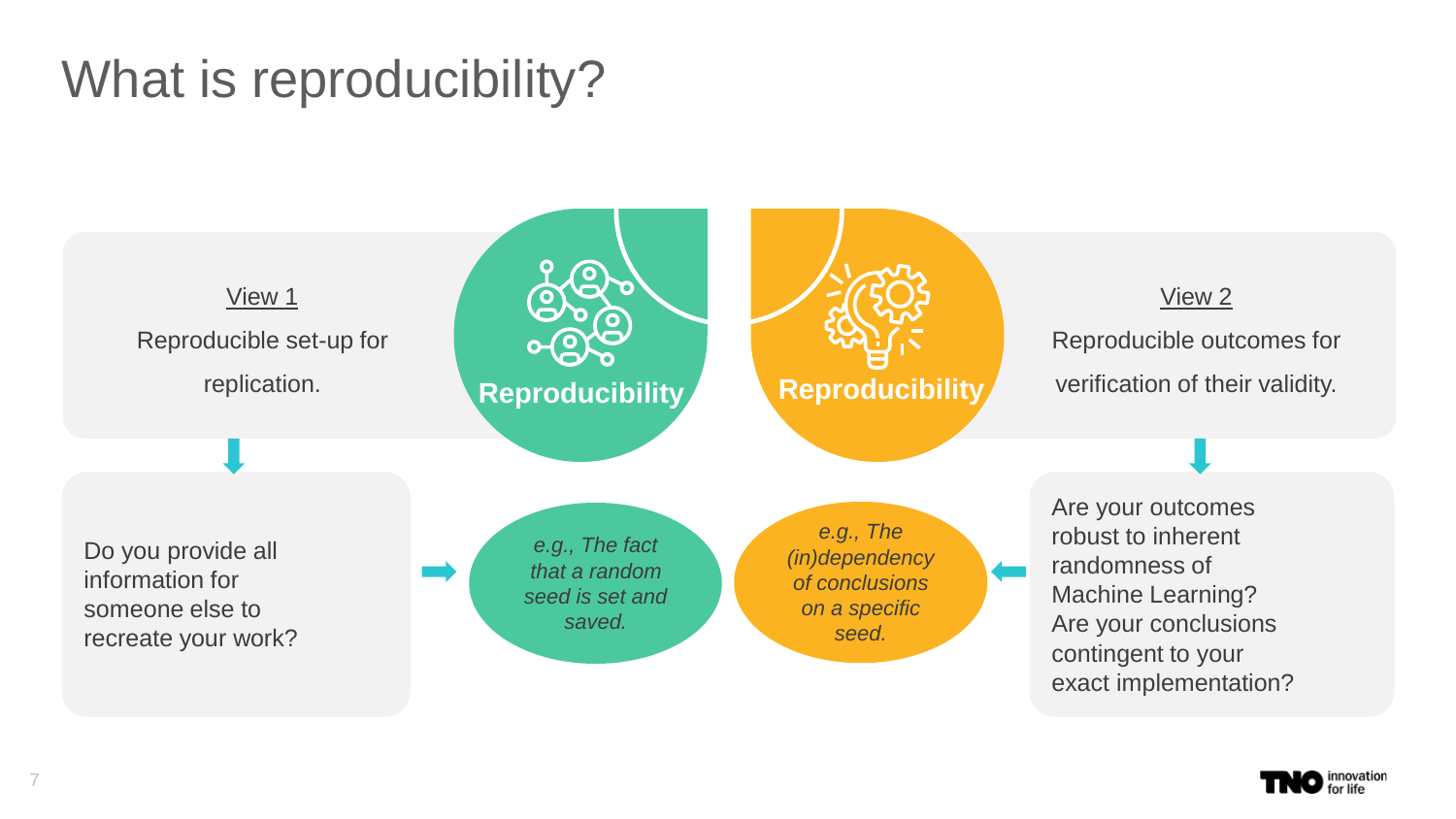# What is reproducibility?

## Reproducibility

**View 1**

Reproducible set-up for replication.

Do you provide all information for someone else to recreate your work?

*e.g., The fact that a random seed is set and saved.*

## Reproducibility

**View 2**

Reproducible outcomes for verification of their validity.

Are your outcomes robust to inherent randomness of Machine Learning? Are your conclusions contingent to your exact implementation?

*e.g., The (in)dependency of conclusions on a specific seed.*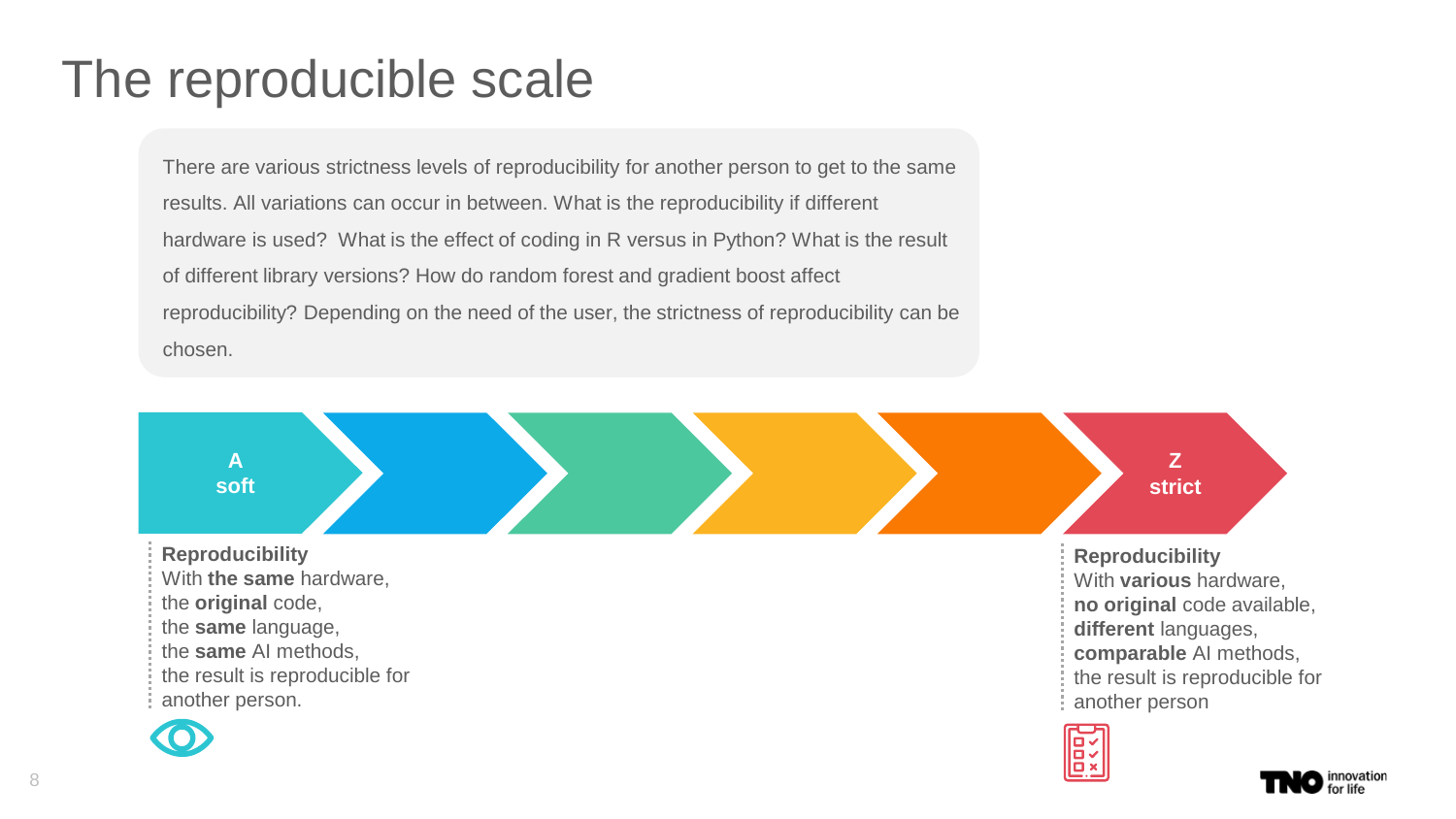# The reproducible scale

There are various strictness levels of reproducibility for another person to get to the same results. All variations can occur in between. What is the reproducibility if different hardware is used? What is the effect of coding in R versus in Python? What is the result of different library versions? How do random forest and gradient boost affect reproducibility? Depending on the need of the user, the strictness of reproducibility can be chosen.

**A**
**soft**

**Z**
**strict**

**Reproducibility**
With **the same** hardware,
the **original** code,
the **same** language,
the **same** AI methods,
the result is reproducible for another person.

**Reproducibility**
With **various** hardware,
**no original** code available,
**different** languages,
**comparable** AI methods,
the result is reproducible for another person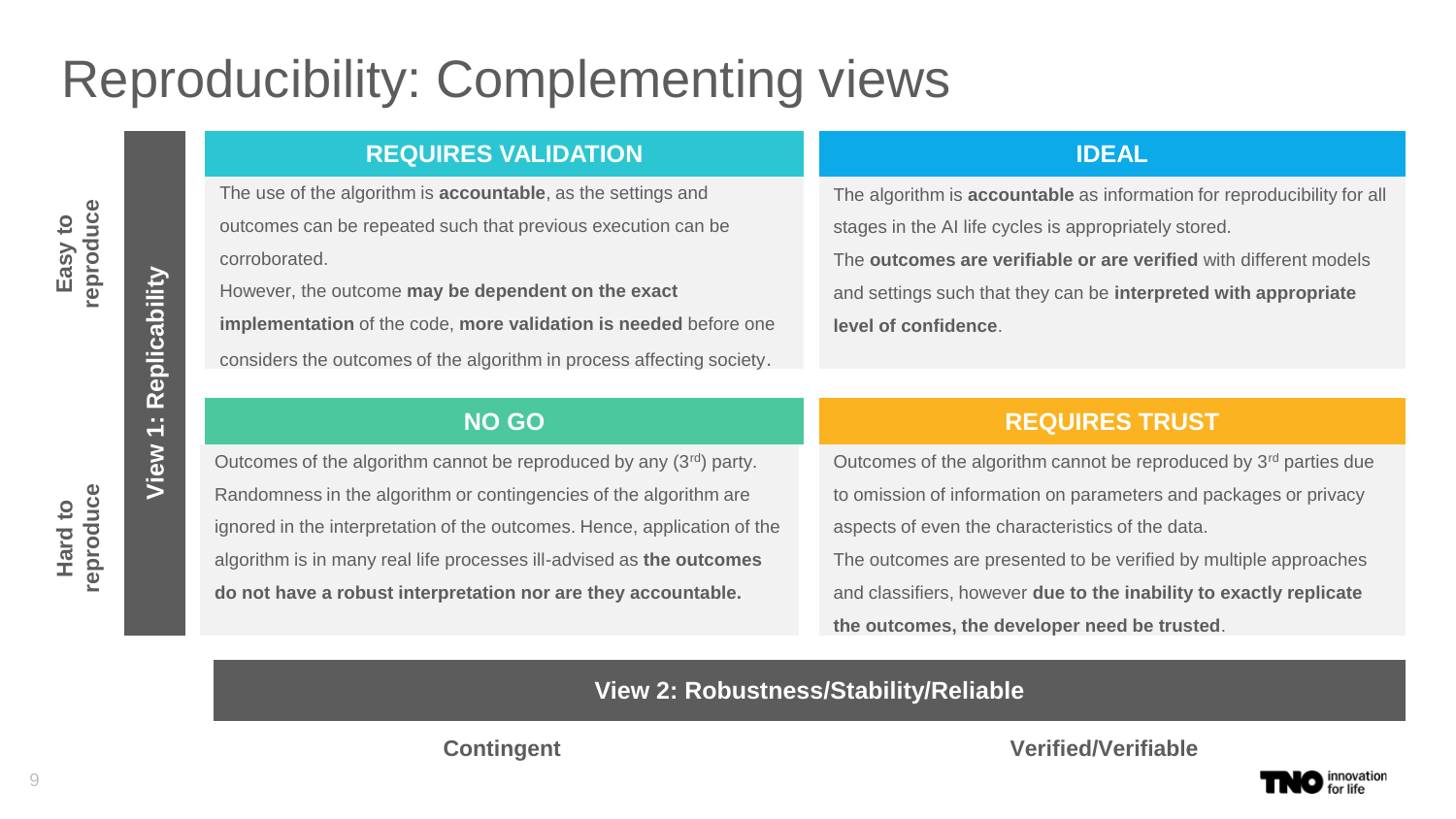# Reproducibility: Complementing views

| View 1: Replicability | Contingent | Verified/Verifiable |
|---|---|---|
| **Easy to reproduce** | **REQUIRES VALIDATION**<br>The use of the algorithm is **accountable**, as the settings and outcomes can be repeated such that previous execution can be corroborated.<br>However, the outcome **may be dependent on the exact implementation** of the code, **more validation is needed** before one considers the outcomes of the algorithm in process affecting society. | **IDEAL**<br>The algorithm is **accountable** as information for reproducibility for all stages in the AI life cycles is appropriately stored.<br>The **outcomes are verifiable or are verified** with different models and settings such that they can be **interpreted with appropriate level of confidence**. |
| **Hard to reproduce** | **NO GO**<br>Outcomes of the algorithm cannot be reproduced by any (3rd) party. Randomness in the algorithm or contingencies of the algorithm are ignored in the interpretation of the outcomes. Hence, application of the algorithm is in many real life processes ill-advised as **the outcomes do not have a robust interpretation nor are they accountable.** | **REQUIRES TRUST**<br>Outcomes of the algorithm cannot be reproduced by 3rd parties due to omission of information on parameters and packages or privacy aspects of even the characteristics of the data.<br>The outcomes are presented to be verified by multiple approaches and classifiers, however **due to the inability to exactly replicate the outcomes, the developer need be trusted**. |

**View 2: Robustness/Stability/Reliable**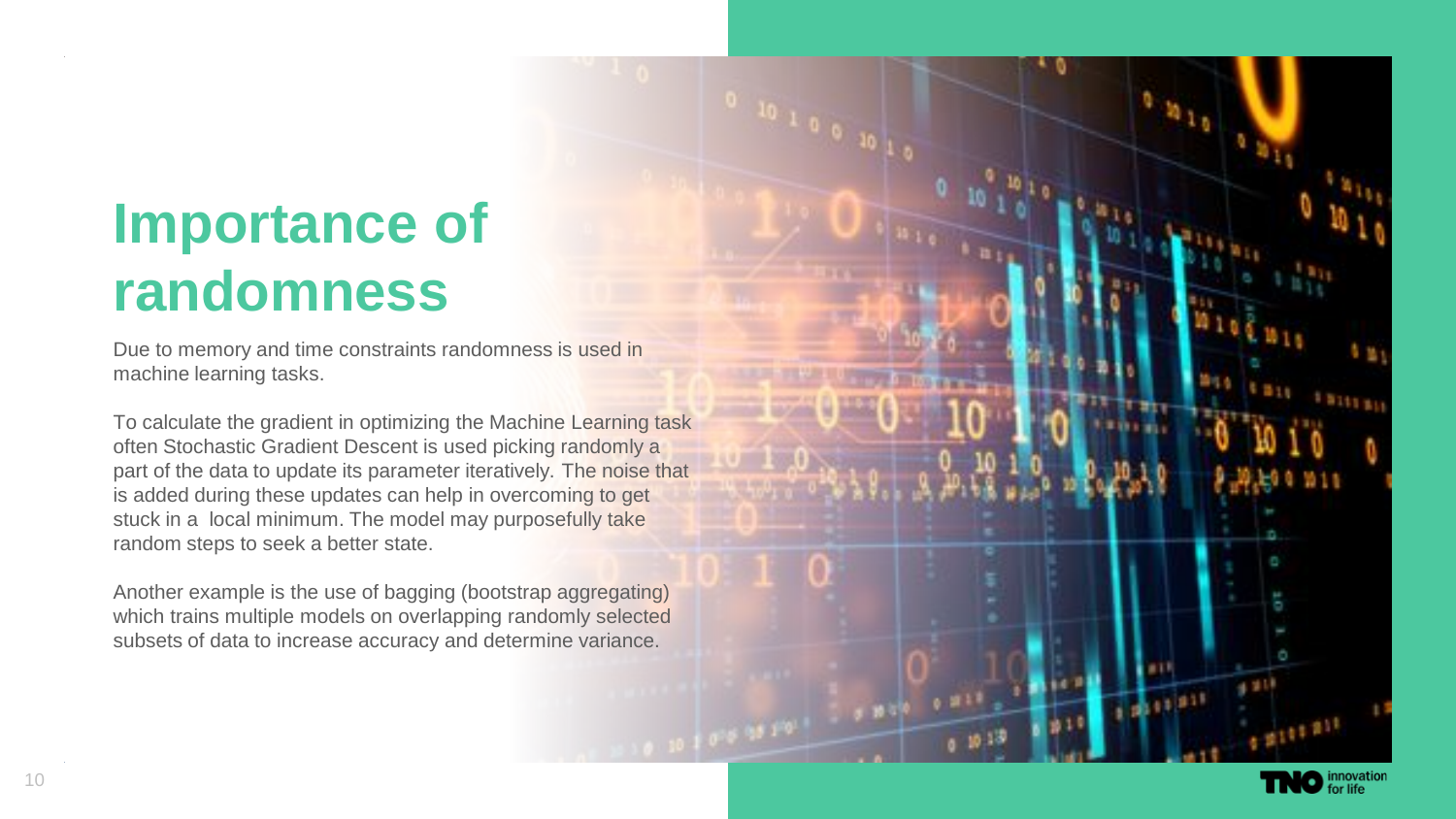# Importance of randomness

Due to memory and time constraints randomness is used in machine learning tasks.

To calculate the gradient in optimizing the Machine Learning task often Stochastic Gradient Descent is used picking randomly a part of the data to update its parameter iteratively. The noise that is added during these updates can help in overcoming to get stuck in a local minimum. The model may purposefully take random steps to seek a better state.

Another example is the use of bagging (bootstrap aggregating) which trains multiple models on overlapping randomly selected subsets of data to increase accuracy and determine variance.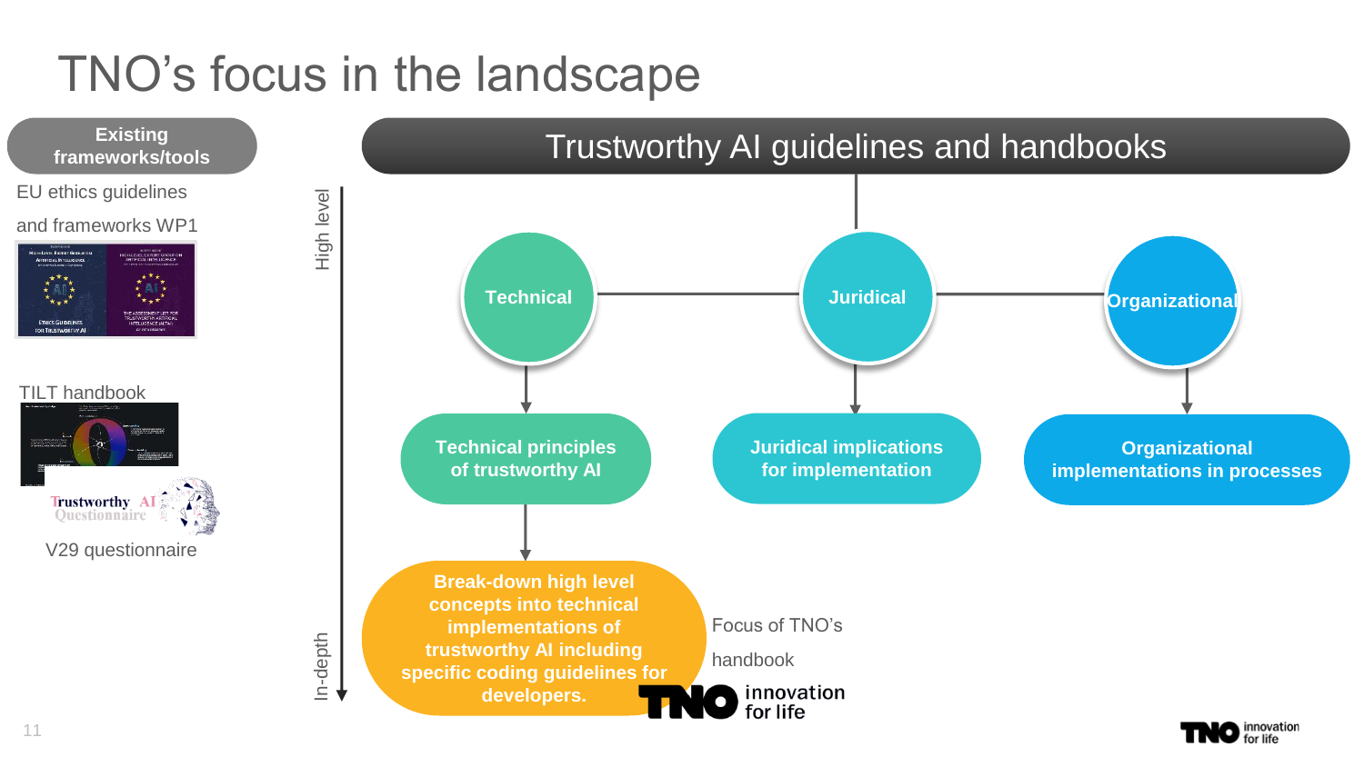# TNO's focus in the landscape

**Existing frameworks/tools**

EU ethics guidelines and frameworks WP1

TILT handbook

V29 questionnaire

**Trustworthy AI guidelines and handbooks**

High level → In-depth

- **Technical** → **Technical principles of trustworthy AI** → **Break-down high level concepts into technical implementations of trustworthy AI including specific coding guidelines for developers.**
- **Juridical** → **Juridical implications for implementation**
- **Organizational** → **Organizational implementations in processes**

Focus of TNO's handbook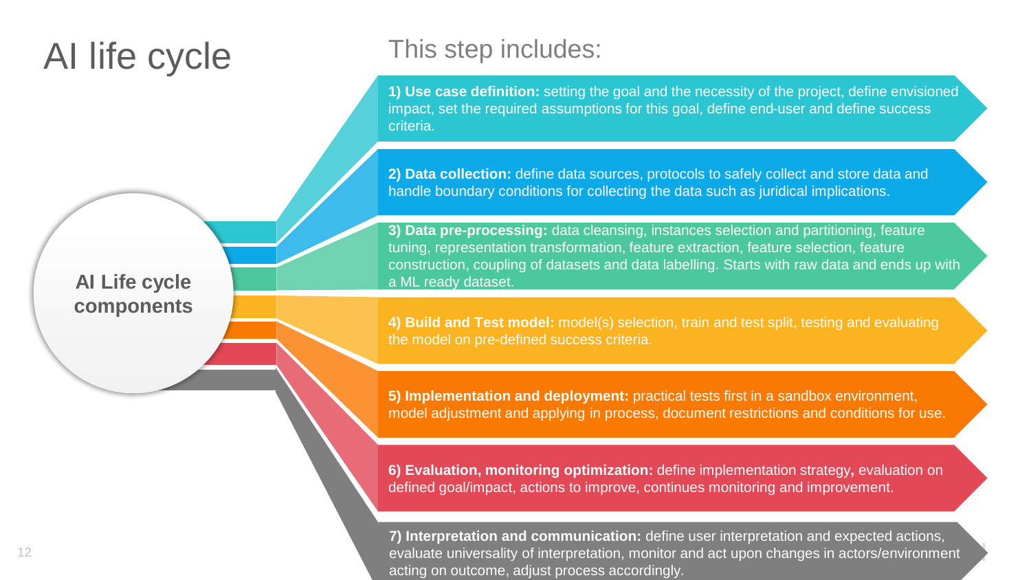# AI life cycle

**AI Life cycle components**

## This step includes:

1) **Use case definition:** setting the goal and the necessity of the project, define envisioned impact, set the required assumptions for this goal, define end-user and define success criteria.

2) **Data collection:** define data sources, protocols to safely collect and store data and handle boundary conditions for collecting the data such as juridical implications.

3) **Data pre-processing:** data cleansing, instances selection and partitioning, feature tuning, representation transformation, feature extraction, feature selection, feature construction, coupling of datasets and data labelling. Starts with raw data and ends up with a ML ready dataset.

4) **Build and Test model:** model(s) selection, train and test split, testing and evaluating the model on pre-defined success criteria.

5) **Implementation and deployment:** practical tests first in a sandbox environment, model adjustment and applying in process, document restrictions and conditions for use.

6) **Evaluation, monitoring optimization:** define implementation strategy**,** evaluation on defined goal/impact, actions to improve, continues monitoring and improvement.

7) **Interpretation and communication:** define user interpretation and expected actions, evaluate universality of interpretation, monitor and act upon changes in actors/environment acting on outcome, adjust process accordingly.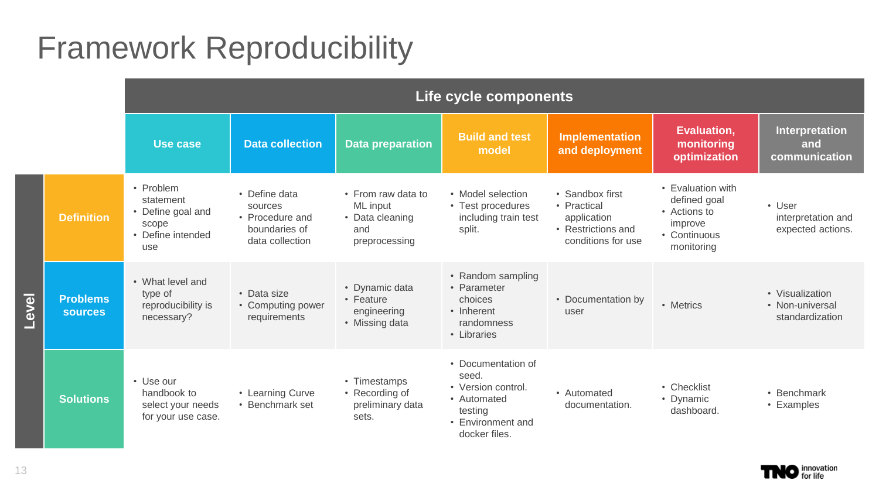# Framework Reproducibility

| Level | Use case | Data collection | Data preparation | Build and test model | Implementation and deployment | Evaluation, monitoring optimization | Interpretation and communication |
|---|---|---|---|---|---|---|---|
| | **Life cycle components** | | | | | | |
| **Definition** | • Problem statement<br>• Define goal and scope<br>• Define intended use | • Define data sources<br>• Procedure and boundaries of data collection | • From raw data to ML input<br>• Data cleaning and preprocessing | • Model selection<br>• Test procedures including train test split. | • Sandbox first<br>• Practical application<br>• Restrictions and conditions for use | • Evaluation with defined goal<br>• Actions to improve<br>• Continuous monitoring | • User interpretation and expected actions. |
| **Problems sources** | • What level and type of reproducibility is necessary? | • Data size<br>• Computing power requirements | • Dynamic data<br>• Feature engineering<br>• Missing data | • Random sampling<br>• Parameter choices<br>• Inherent randomness<br>• Libraries | • Documentation by user | • Metrics | • Visualization<br>• Non-universal standardization |
| **Solutions** | • Use our handbook to select your needs for your use case. | • Learning Curve<br>• Benchmark set | • Timestamps<br>• Recording of preliminary data sets. | • Documentation of seed.<br>• Version control.<br>• Automated testing<br>• Environment and docker files. | • Automated documentation. | • Checklist<br>• Dynamic dashboard. | • Benchmark<br>• Examples |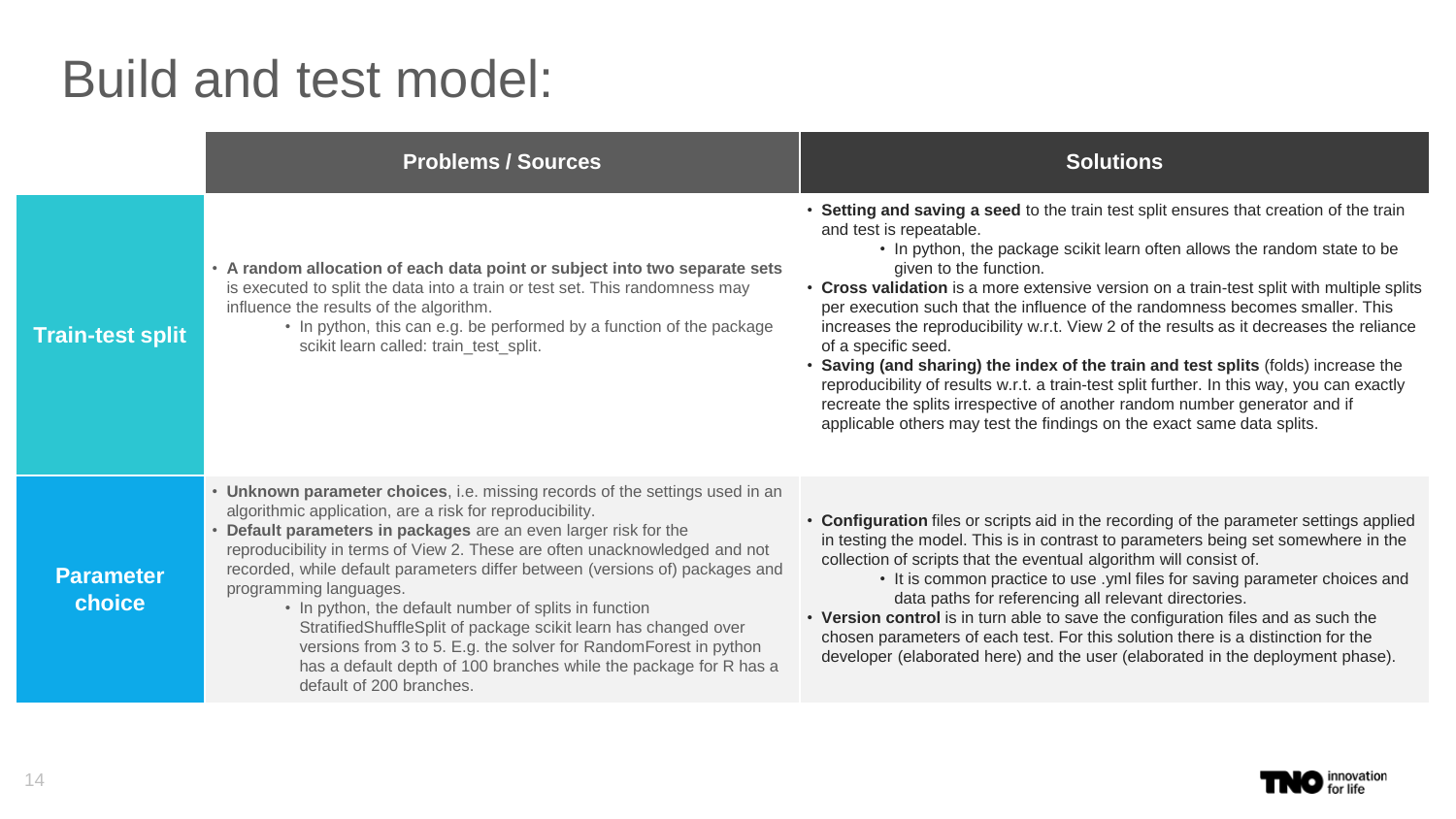# Build and test model:

| | Problems / Sources | Solutions |
|---|---|---|
| **Train-test split** | • **A random allocation of each data point or subject into two separate sets** is executed to split the data into a train or test set. This randomness may influence the results of the algorithm.<br>  • In python, this can e.g. be performed by a function of the package scikit learn called: train_test_split. | • **Setting and saving a seed** to the train test split ensures that creation of the train and test is repeatable.<br>  • In python, the package scikit learn often allows the random state to be given to the function.<br>• **Cross validation** is a more extensive version on a train-test split with multiple splits per execution such that the influence of the randomness becomes smaller. This increases the reproducibility w.r.t. View 2 of the results as it decreases the reliance of a specific seed.<br>• **Saving (and sharing) the index of the train and test splits** (folds) increase the reproducibility of results w.r.t. a train-test split further. In this way, you can exactly recreate the splits irrespective of another random number generator and if applicable others may test the findings on the exact same data splits. |
| **Parameter choice** | • **Unknown parameter choices**, i.e. missing records of the settings used in an algorithmic application, are a risk for reproducibility.<br>• **Default parameters in packages** are an even larger risk for the reproducibility in terms of View 2. These are often unacknowledged and not recorded, while default parameters differ between (versions of) packages and programming languages.<br>  • In python, the default number of splits in function StratifiedShuffleSplit of package scikit learn has changed over versions from 3 to 5. E.g. the solver for RandomForest in python has a default depth of 100 branches while the package for R has a default of 200 branches. | • **Configuration** files or scripts aid in the recording of the parameter settings applied in testing the model. This is in contrast to parameters being set somewhere in the collection of scripts that the eventual algorithm will consist of.<br>  • It is common practice to use .yml files for saving parameter choices and data paths for referencing all relevant directories.<br>• **Version control** is in turn able to save the configuration files and as such the chosen parameters of each test. For this solution there is a distinction for the developer (elaborated here) and the user (elaborated in the deployment phase). |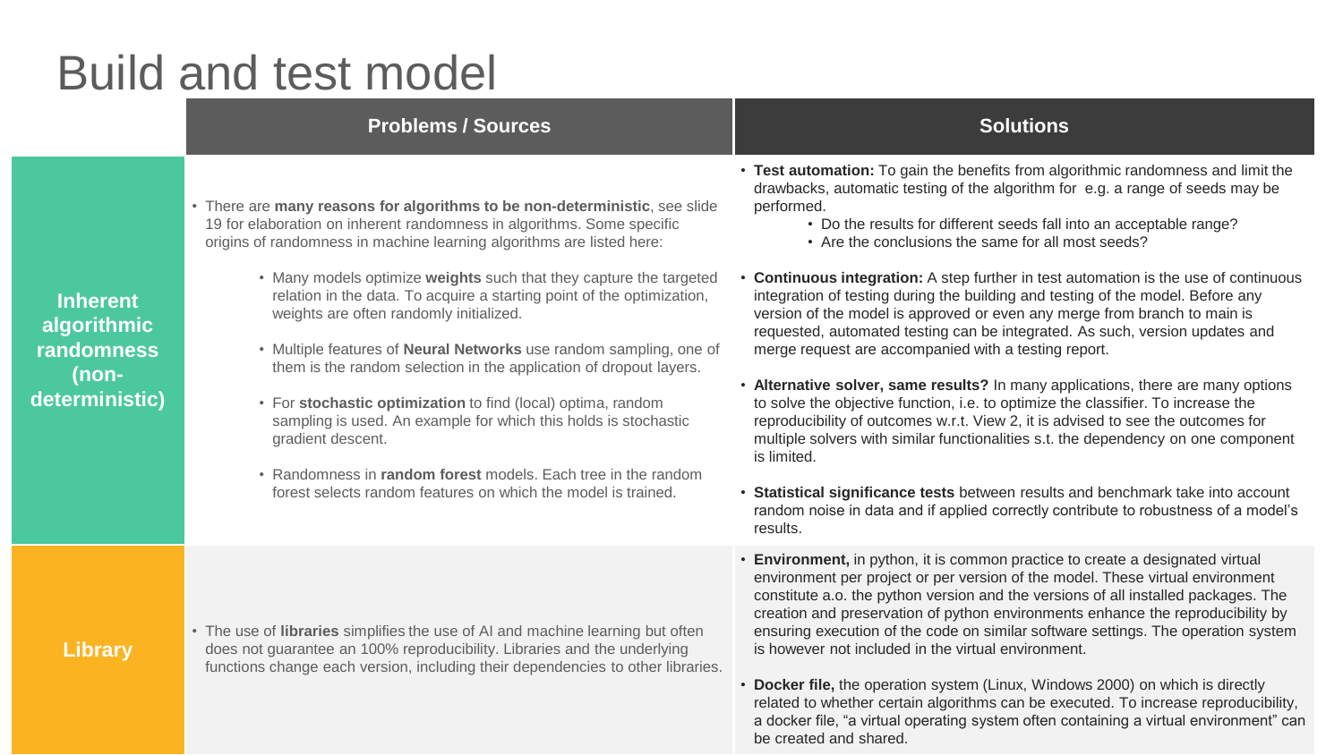# Build and test model

| | Problems / Sources | Solutions |
|---|---|---|
| **Inherent algorithmic randomness (non-deterministic)** | • There are **many reasons for algorithms to be non-deterministic**, see slide 19 for elaboration on inherent randomness in algorithms. Some specific origins of randomness in machine learning algorithms are listed here:<br>• Many models optimize **weights** such that they capture the targeted relation in the data. To acquire a starting point of the optimization, weights are often randomly initialized.<br>• Multiple features of **Neural Networks** use random sampling, one of them is the random selection in the application of dropout layers.<br>• For **stochastic optimization** to find (local) optima, random sampling is used. An example for which this holds is stochastic gradient descent.<br>• Randomness in **random forest** models. Each tree in the random forest selects random features on which the model is trained. | • **Test automation:** To gain the benefits from algorithmic randomness and limit the drawbacks, automatic testing of the algorithm for e.g. a range of seeds may be performed.<br>• Do the results for different seeds fall into an acceptable range?<br>• Are the conclusions the same for all most seeds?<br>• **Continuous integration:** A step further in test automation is the use of continuous integration of testing during the building and testing of the model. Before any version of the model is approved or even any merge from branch to main is requested, automated testing can be integrated. As such, version updates and merge request are accompanied with a testing report.<br>• **Alternative solver, same results?** In many applications, there are many options to solve the objective function, i.e. to optimize the classifier. To increase the reproducibility of outcomes w.r.t. View 2, it is advised to see the outcomes for multiple solvers with similar functionalities s.t. the dependency on one component is limited.<br>• **Statistical significance tests** between results and benchmark take into account random noise in data and if applied correctly contribute to robustness of a model's results. |
| **Library** | • The use of **libraries** simplifies the use of AI and machine learning but often does not guarantee an 100% reproducibility. Libraries and the underlying functions change each version, including their dependencies to other libraries. | • **Environment,** in python, it is common practice to create a designated virtual environment per project or per version of the model. These virtual environment constitute a.o. the python version and the versions of all installed packages. The creation and preservation of python environments enhance the reproducibility by ensuring execution of the code on similar software settings. The operation system is however not included in the virtual environment.<br>• **Docker file,** the operation system (Linux, Windows 2000) on which is directly related to whether certain algorithms can be executed. To increase reproducibility, a docker file, "a virtual operating system often containing a virtual environment" can be created and shared. |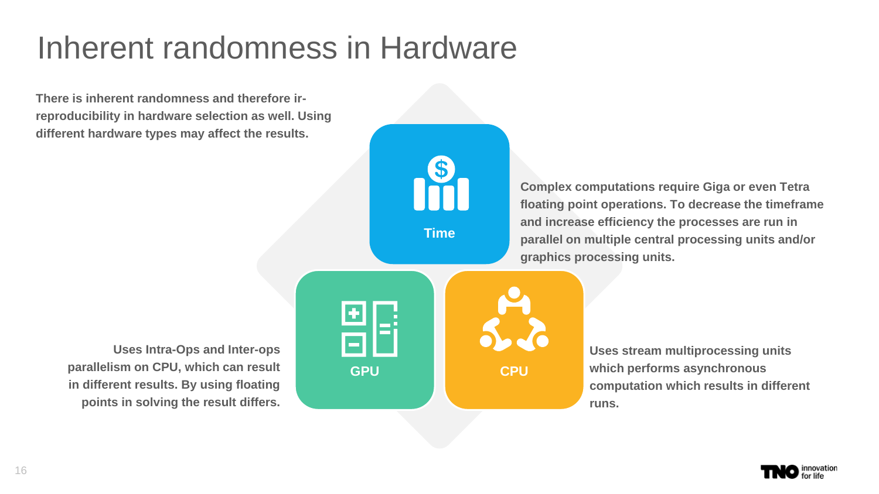# Inherent randomness in Hardware

**There is inherent randomness and therefore ir-reproducibility in hardware selection as well. Using different hardware types may affect the results.**

### Time

**Complex computations require Giga or even Tetra floating point operations. To decrease the timeframe and increase efficiency the processes are run in parallel on multiple central processing units and/or graphics processing units.**

### GPU

**Uses Intra-Ops and Inter-ops parallelism on CPU, which can result in different results. By using floating points in solving the result differs.**

### CPU

**Uses stream multiprocessing units which performs asynchronous computation which results in different runs.**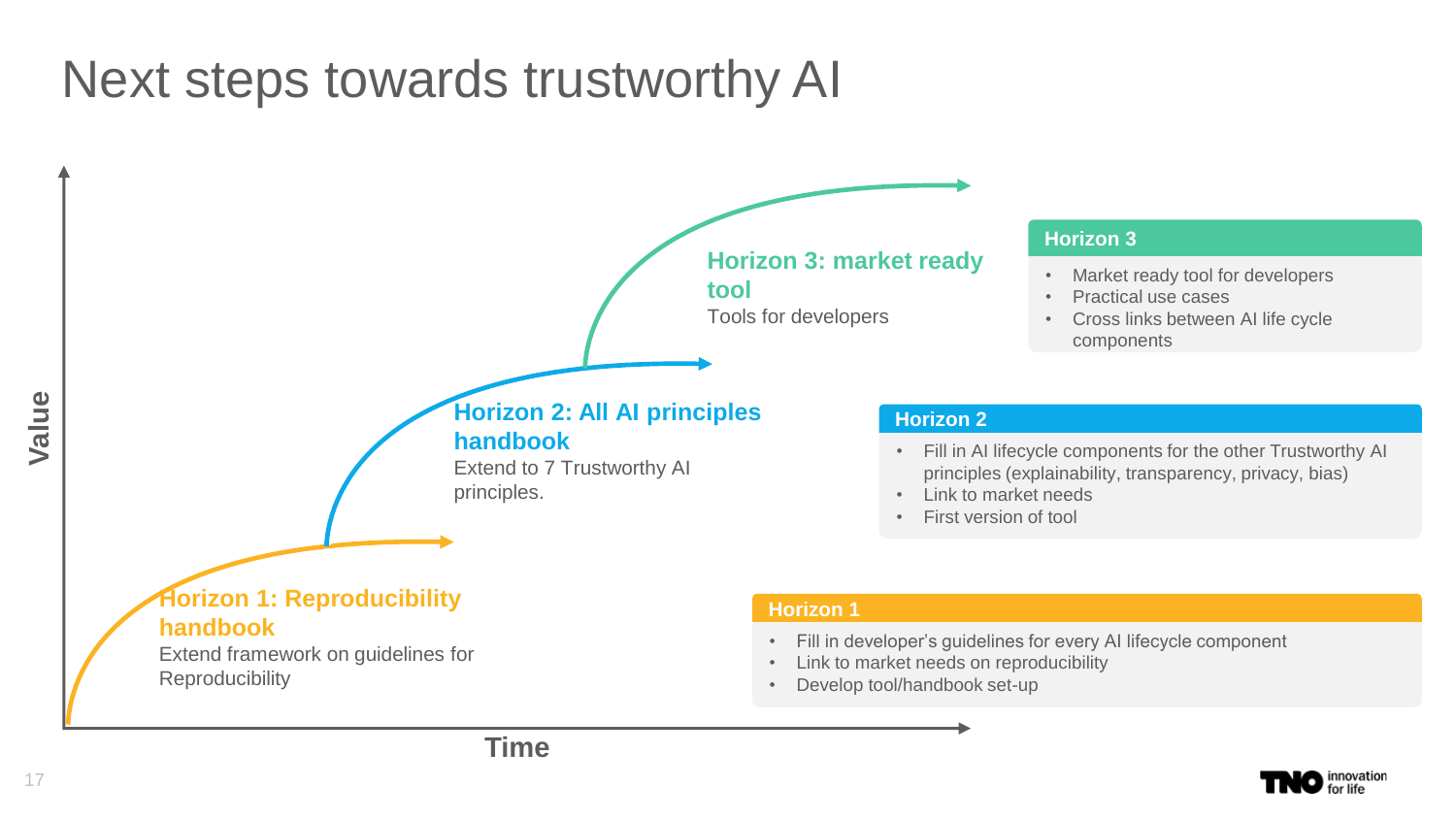# Next steps towards trustworthy AI

**Horizon 1: Reproducibility handbook**
Extend framework on guidelines for Reproducibility

**Horizon 2: All AI principles handbook**
Extend to 7 Trustworthy AI principles.

**Horizon 3: market ready tool**
Tools for developers

Value

Time

### Horizon 3

- Market ready tool for developers
- Practical use cases
- Cross links between AI life cycle components

### Horizon 2

- Fill in AI lifecycle components for the other Trustworthy AI principles (explainability, transparency, privacy, bias)
- Link to market needs
- First version of tool

### Horizon 1

- Fill in developer's guidelines for every AI lifecycle component
- Link to market needs on reproducibility
- Develop tool/handbook set-up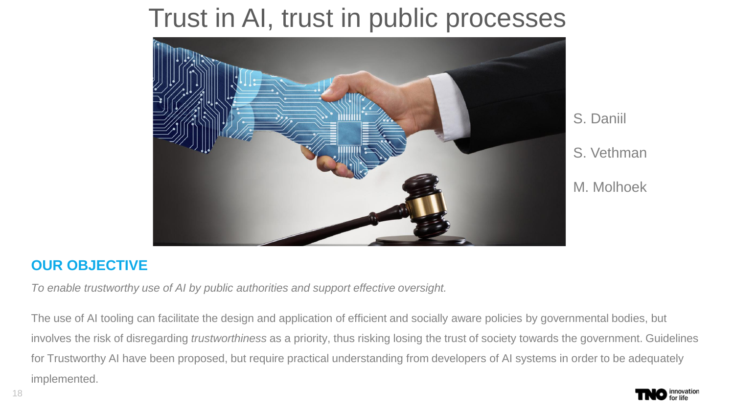# Trust in AI, trust in public processes

S. Daniil

S. Vethman

M. Molhoek

## OUR OBJECTIVE

*To enable trustworthy use of AI by public authorities and support effective oversight.*

The use of AI tooling can facilitate the design and application of efficient and socially aware policies by governmental bodies, but involves the risk of disregarding *trustworthiness* as a priority, thus risking losing the trust of society towards the government. Guidelines for Trustworthy AI have been proposed, but require practical understanding from developers of AI systems in order to be adequately implemented.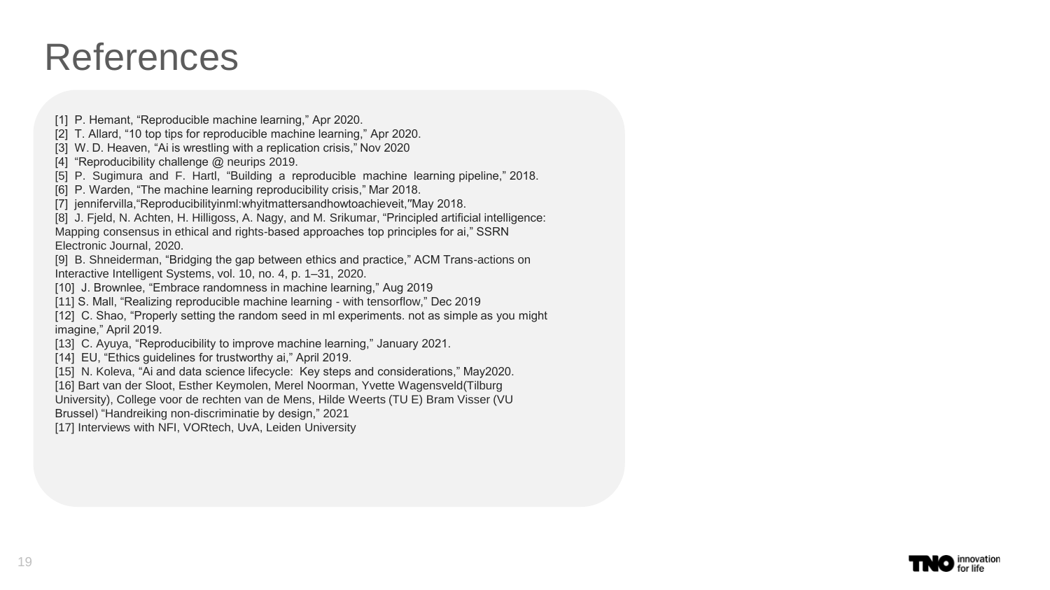# References

[1] P. Hemant, “Reproducible machine learning,” Apr 2020.
[2] T. Allard, “10 top tips for reproducible machine learning,” Apr 2020.
[3] W. D. Heaven, “Ai is wrestling with a replication crisis,” Nov 2020
[4] “Reproducibility challenge @ neurips 2019.
[5] P. Sugimura and F. Hartl, “Building a reproducible machine learning pipeline,” 2018.
[6] P. Warden, “The machine learning reproducibility crisis,” Mar 2018.
[7] jennifervilla,“Reproducibilityinml:whyitmattersandhowtoachieveit,″May 2018.
[8] J. Fjeld, N. Achten, H. Hilligoss, A. Nagy, and M. Srikumar, “Principled artificial intelligence: Mapping consensus in ethical and rights-based approaches top principles for ai,” SSRN Electronic Journal, 2020.
[9] B. Shneiderman, “Bridging the gap between ethics and practice,” ACM Trans-actions on Interactive Intelligent Systems, vol. 10, no. 4, p. 1–31, 2020.
[10] J. Brownlee, “Embrace randomness in machine learning,” Aug 2019
[11] S. Mall, “Realizing reproducible machine learning - with tensorflow,” Dec 2019
[12] C. Shao, “Properly setting the random seed in ml experiments. not as simple as you might imagine,” April 2019.
[13] C. Ayuya, “Reproducibility to improve machine learning,” January 2021.
[14] EU, “Ethics guidelines for trustworthy ai,” April 2019.
[15] N. Koleva, “Ai and data science lifecycle: Key steps and considerations,” May2020.
[16] Bart van der Sloot, Esther Keymolen, Merel Noorman, Yvette Wagensveld(Tilburg University), College voor de rechten van de Mens, Hilde Weerts (TU E) Bram Visser (VU Brussel) “Handreiking non-discriminatie by design,” 2021
[17] Interviews with NFI, VORtech, UvA, Leiden University